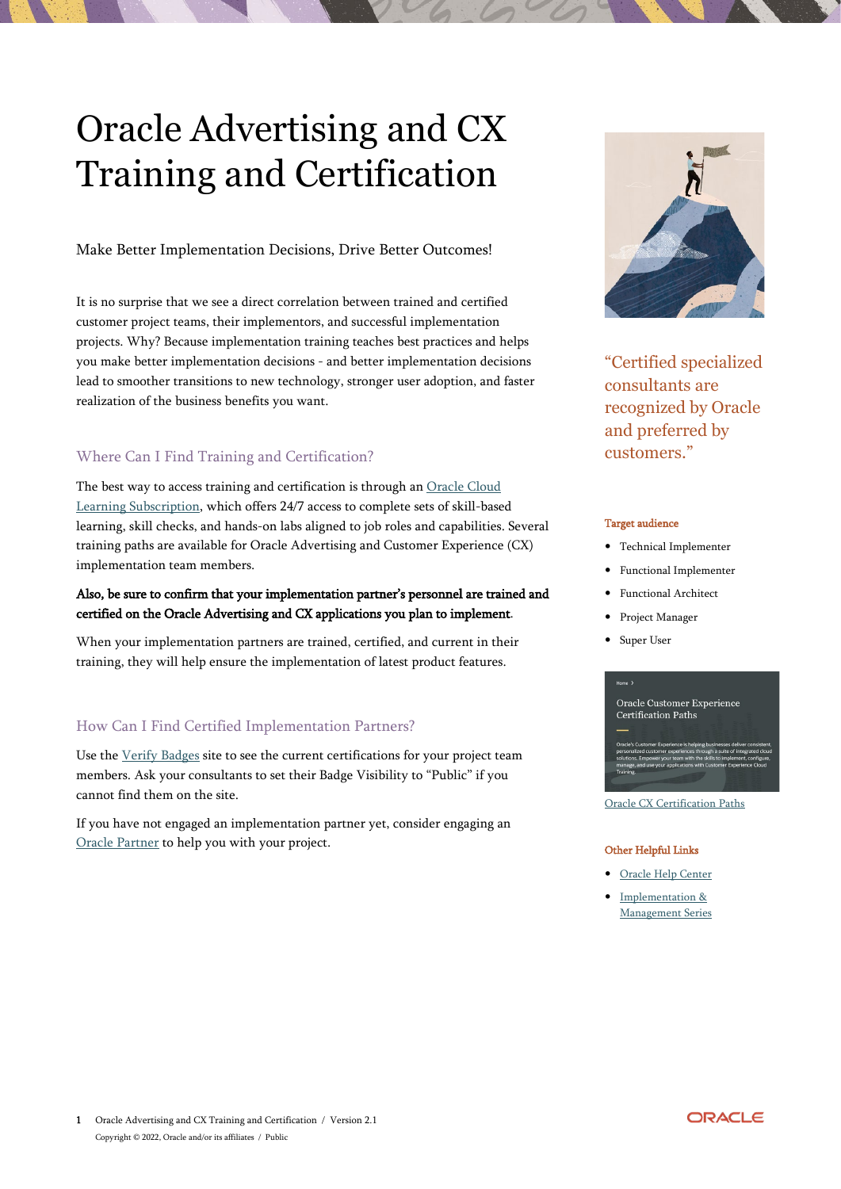# Oracle Advertising and CX Training and Certification

Make Better Implementation Decisions, Drive Better Outcomes!

It is no surprise that we see a direct correlation between trained and certified customer project teams, their implementors, and successful implementation projects. Why? Because implementation training teaches best practices and helps you make better implementation decisions - and better implementation decisions lead to smoother transitions to new technology, stronger user adoption, and faster realization of the business benefits you want.

## Where Can I Find Training and Certification?

The best way to access training and certification is through an Oracle Cloud Learning Subscription, which offers 24/7 access to complete sets of skill-based learning, skill checks, and hands-on labs aligned to job roles and capabilities. Several training paths are available for Oracle Advertising and Customer Experience (CX) implementation team members.

**Also, be sure to confirm that your implementation partner's personnel are trained and certified on the Oracle Advertising and CX applications you plan to implement.**

When your implementation partners are trained, certified, and current in their training, they will help ensure the implementation of latest product features.

## How Can I Find Certified Implementation Partners?

Use the Verify Badges site to see the current certifications for your project team members. Ask your consultants to set their Badge Visibility to "Public" if you cannot find them on the site.

If you have not engaged an implementation partner yet, consider engaging an Oracle Partner to help you with your project.

"Certified specialized consultants are recognized by Oracle and preferred by customers."

### Target audience

- Technical Implementer
- Functional Implementer
- Functional Architect
- Project Manager
- Super User

Oracle CX Certification Paths

### Other Helpful Links

- Oracle Help Center
- Implementation & Management Series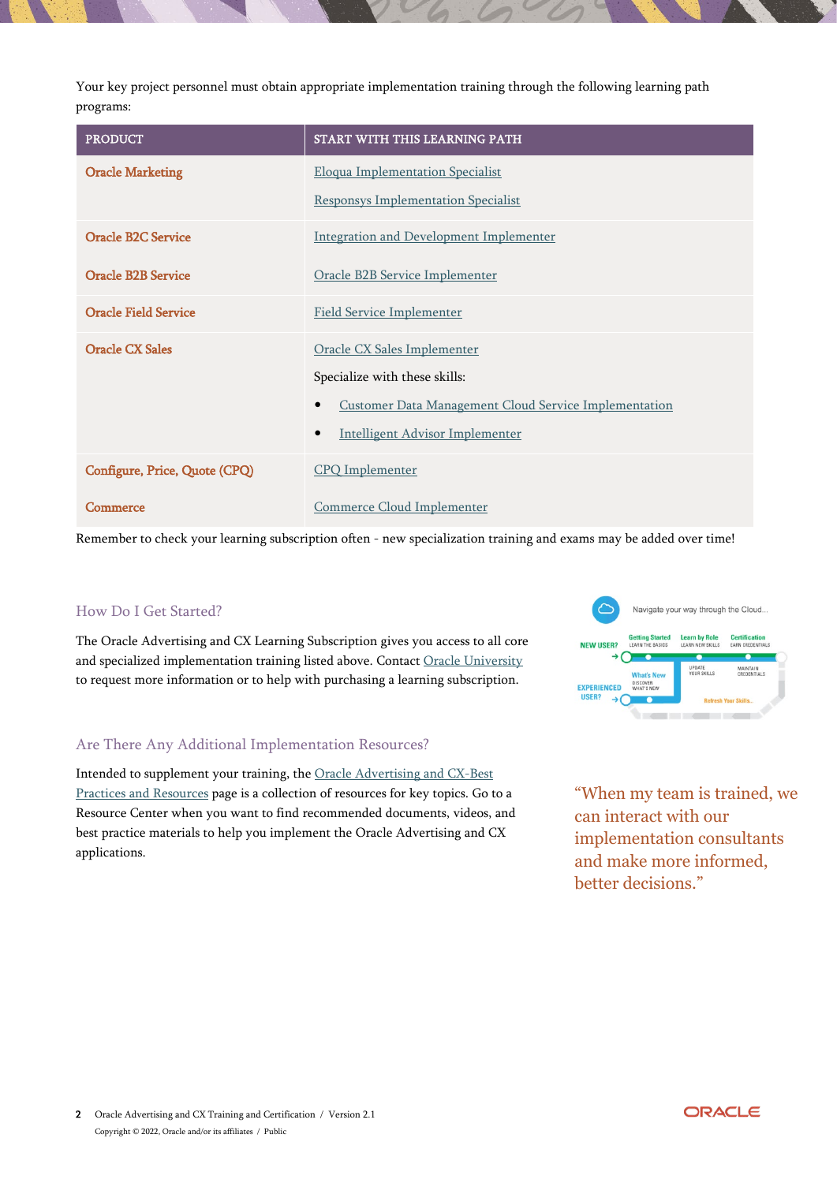Your key project personnel must obtain appropriate implementation training through the following learning path programs:

| PRODUCT | START WITH THIS LEARNING PATH |
| --- | --- |
| Oracle Marketing | Eloqua Implementation Specialist<br><br>Responsys Implementation Specialist |
| Oracle B2C Service | Integration and Development Implementer |
| Oracle B2B Service | Oracle B2B Service Implementer |
| Oracle Field Service | Field Service Implementer |
| Oracle CX Sales | Oracle CX Sales Implementer<br><br>Specialize with these skills:<br><br>• Customer Data Management Cloud Service Implementation<br><br>• Intelligent Advisor Implementer |
| Configure, Price, Quote (CPQ) | CPQ Implementer |
| Commerce | Commerce Cloud Implementer |

Remember to check your learning subscription often - new specialization training and exams may be added over time!

## How Do I Get Started?

The Oracle Advertising and CX Learning Subscription gives you access to all core and specialized implementation training listed above. Contact Oracle University to request more information or to help with purchasing a learning subscription.

## Are There Any Additional Implementation Resources?

Intended to supplement your training, the Oracle Advertising and CX-Best Practices and Resources page is a collection of resources for key topics. Go to a Resource Center when you want to find recommended documents, videos, and best practice materials to help you implement the Oracle Advertising and CX applications.

"When my team is trained, we can interact with our implementation consultants and make more informed, better decisions."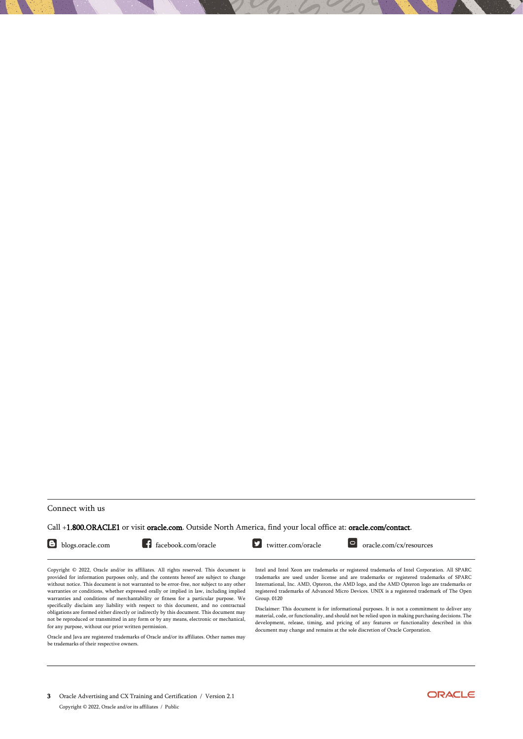Connect with us

Call +**1.800.ORACLE1** or visit **oracle.com**. Outside North America, find your local office at: **oracle.com/contact**.

blogs.oracle.com     facebook.com/oracle     twitter.com/oracle     oracle.com/cx/resources

Copyright © 2022, Oracle and/or its affiliates. All rights reserved. This document is provided for information purposes only, and the contents hereof are subject to change without notice. This document is not warranted to be error-free, nor subject to any other warranties or conditions, whether expressed orally or implied in law, including implied warranties and conditions of merchantability or fitness for a particular purpose. We specifically disclaim any liability with respect to this document, and no contractual obligations are formed either directly or indirectly by this document. This document may not be reproduced or transmitted in any form or by any means, electronic or mechanical, for any purpose, without our prior written permission.

Oracle and Java are registered trademarks of Oracle and/or its affiliates. Other names may be trademarks of their respective owners.

Intel and Intel Xeon are trademarks or registered trademarks of Intel Corporation. All SPARC trademarks are used under license and are trademarks or registered trademarks of SPARC International, Inc. AMD, Opteron, the AMD logo, and the AMD Opteron logo are trademarks or registered trademarks of Advanced Micro Devices. UNIX is a registered trademark of The Open Group. 0120

Disclaimer: This document is for informational purposes. It is not a commitment to deliver any material, code, or functionality, and should not be relied upon in making purchasing decisions. The development, release, timing, and pricing of any features or functionality described in this document may change and remains at the sole discretion of Oracle Corporation.